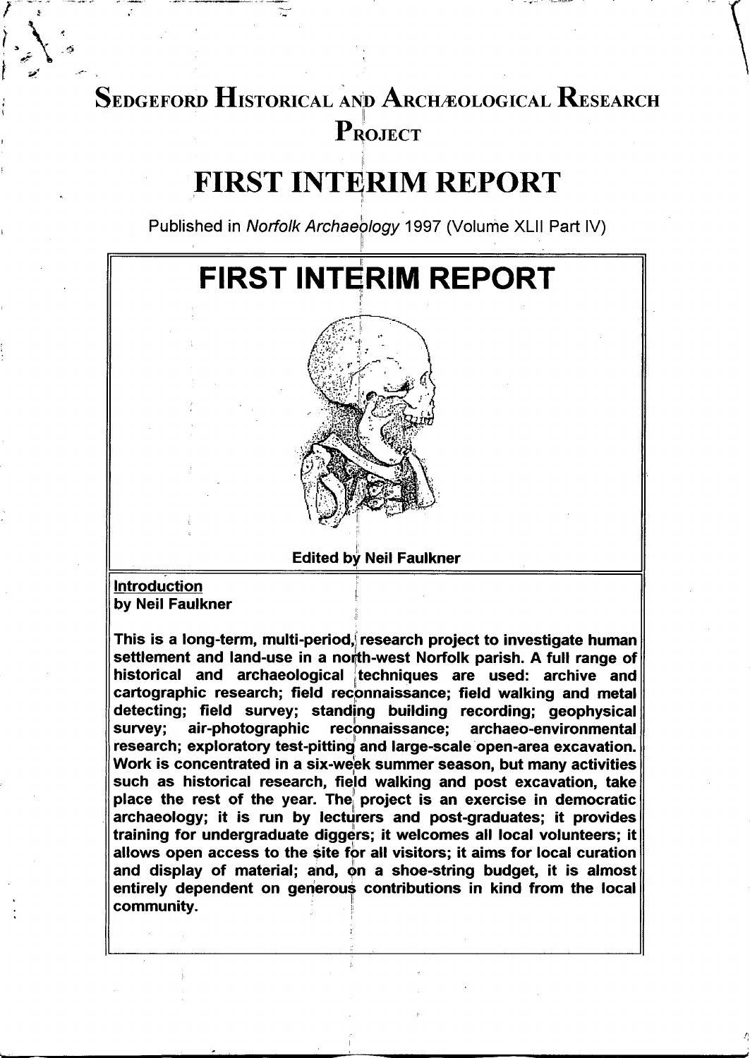# Sedgeford Historical and Archæological Research Project

# FIRST INTERIM REPORT

Published in *Norfolk Archaeology* 1997 (Volume XLII Part IV)

## FIRST INTERIM REPORT

Edited by Neil Faulkner

### Introduction

**by Neil Faulkner**

**This is a long-term, multi-period, research project to investigate human settlement and land-use in a north-west Norfolk parish. A full range of historical and archaeological techniques are used: archive and cartographic research; field reconnaissance; field walking and metal detecting; field survey; standing building recording; geophysical survey; air-photographic reconnaissance; archaeo-environmental research; exploratory test-pitting and large-scale open-area excavation. Work is concentrated in a six-week summer season, but many activities such as historical research, field walking and post excavation, take place the rest of the year. The project is an exercise in democratic archaeology; it is run by lecturers and post-graduates; it provides training for undergraduate diggers; it welcomes all local volunteers; it allows open access to the site for all visitors; it aims for local curation and display of material; and, on a shoe-string budget, it is almost entirely dependent on generous contributions in kind from the local community.**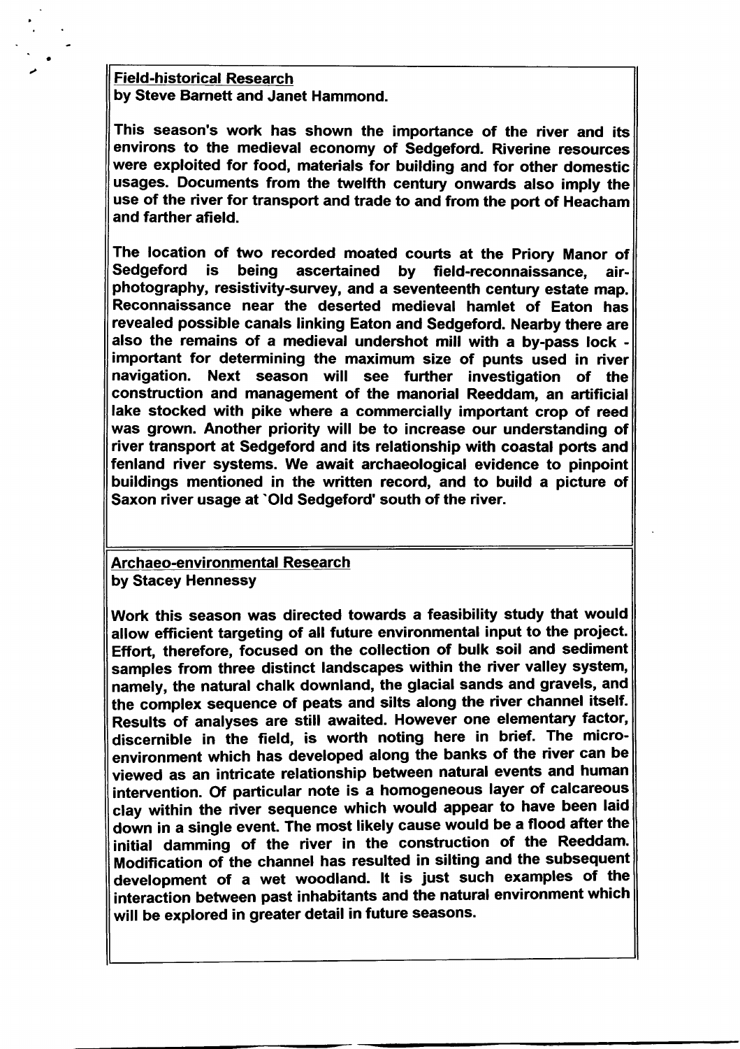## Field-historical Research

**by Steve Barnett and Janet Hammond.**

**This season's work has shown the importance of the river and its environs to the medieval economy of Sedgeford. Riverine resources were exploited for food, materials for building and for other domestic usages. Documents from the twelfth century onwards also imply the use of the river for transport and trade to and from the port of Heacham and farther afield.**

**The location of two recorded moated courts at the Priory Manor of Sedgeford is being ascertained by field-reconnaissance, air-photography, resistivity-survey, and a seventeenth century estate map. Reconnaissance near the deserted medieval hamlet of Eaton has revealed possible canals linking Eaton and Sedgeford. Nearby there are also the remains of a medieval undershot mill with a by-pass lock - important for determining the maximum size of punts used in river navigation. Next season will see further investigation of the construction and management of the manorial Reeddam, an artificial lake stocked with pike where a commercially important crop of reed was grown. Another priority will be to increase our understanding of river transport at Sedgeford and its relationship with coastal ports and fenland river systems. We await archaeological evidence to pinpoint buildings mentioned in the written record, and to build a picture of Saxon river usage at `Old Sedgeford' south of the river.**

## Archaeo-environmental Research

**by Stacey Hennessy**

**Work this season was directed towards a feasibility study that would allow efficient targeting of all future environmental input to the project. Effort, therefore, focused on the collection of bulk soil and sediment samples from three distinct landscapes within the river valley system, namely, the natural chalk downland, the glacial sands and gravels, and the complex sequence of peats and silts along the river channel itself. Results of analyses are still awaited. However one elementary factor, discernible in the field, is worth noting here in brief. The micro-environment which has developed along the banks of the river can be viewed as an intricate relationship between natural events and human intervention. Of particular note is a homogeneous layer of calcareous clay within the river sequence which would appear to have been laid down in a single event. The most likely cause would be a flood after the initial damming of the river in the construction of the Reeddam. Modification of the channel has resulted in silting and the subsequent development of a wet woodland. It is just such examples of the interaction between past inhabitants and the natural environment which will be explored in greater detail in future seasons.**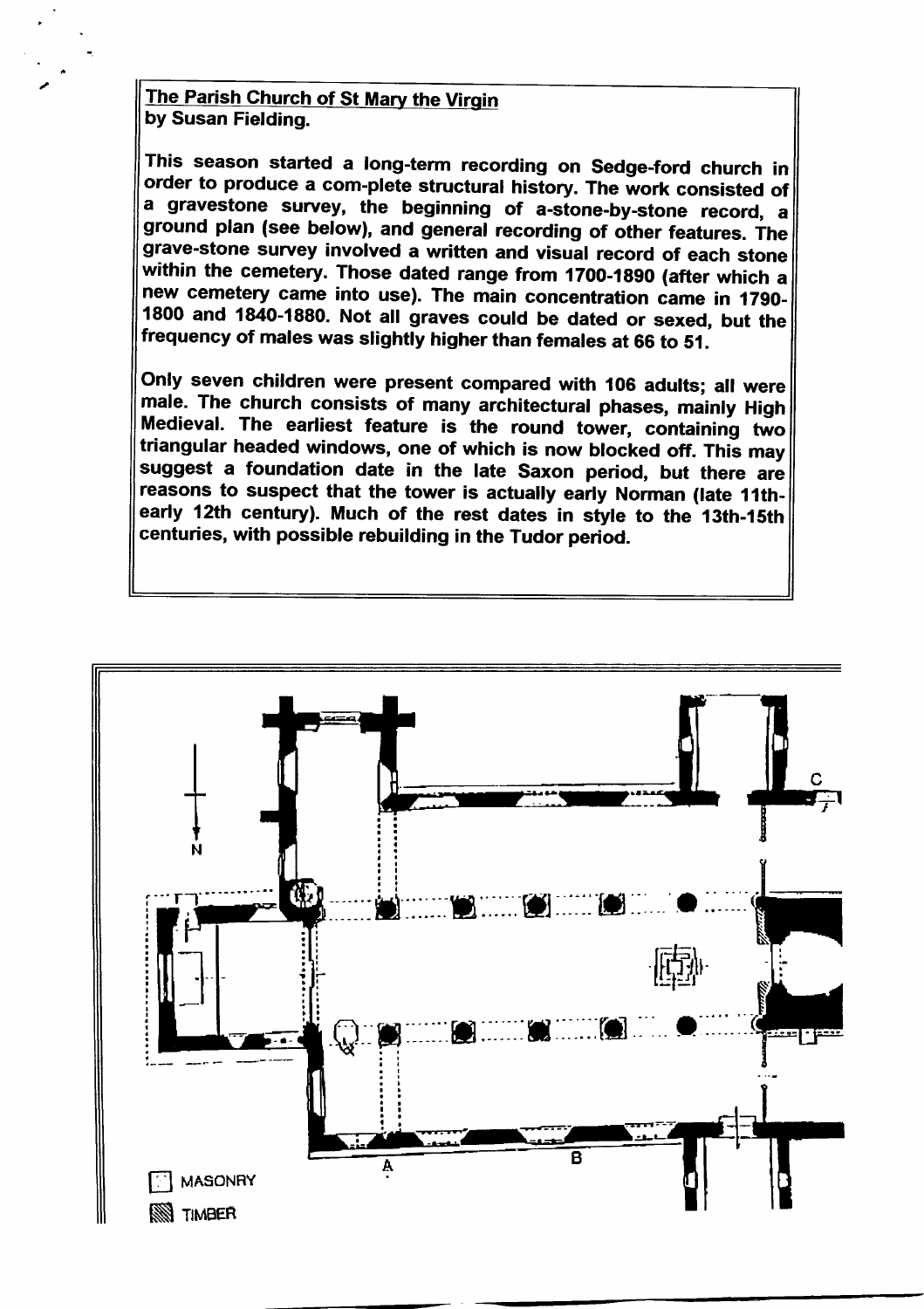**The Parish Church of St Mary the Virgin**
**by Susan Fielding.**

This season started a long-term recording on Sedge-ford church in order to produce a com-plete structural history. The work consisted of a gravestone survey, the beginning of a-stone-by-stone record, a ground plan (see below), and general recording of other features. The grave-stone survey involved a written and visual record of each stone within the cemetery. Those dated range from 1700-1890 (after which a new cemetery came into use). The main concentration came in 1790-1800 and 1840-1880. Not all graves could be dated or sexed, but the frequency of males was slightly higher than females at 66 to 51.

Only seven children were present compared with 106 adults; all were male. The church consists of many architectural phases, mainly High Medieval. The earliest feature is the round tower, containing two triangular headed windows, one of which is now blocked off. This may suggest a foundation date in the late Saxon period, but there are reasons to suspect that the tower is actually early Norman (late 11th-early 12th century). Much of the rest dates in style to the 13th-15th centuries, with possible rebuilding in the Tudor period.

N

C

A

B

MASONRY

TIMBER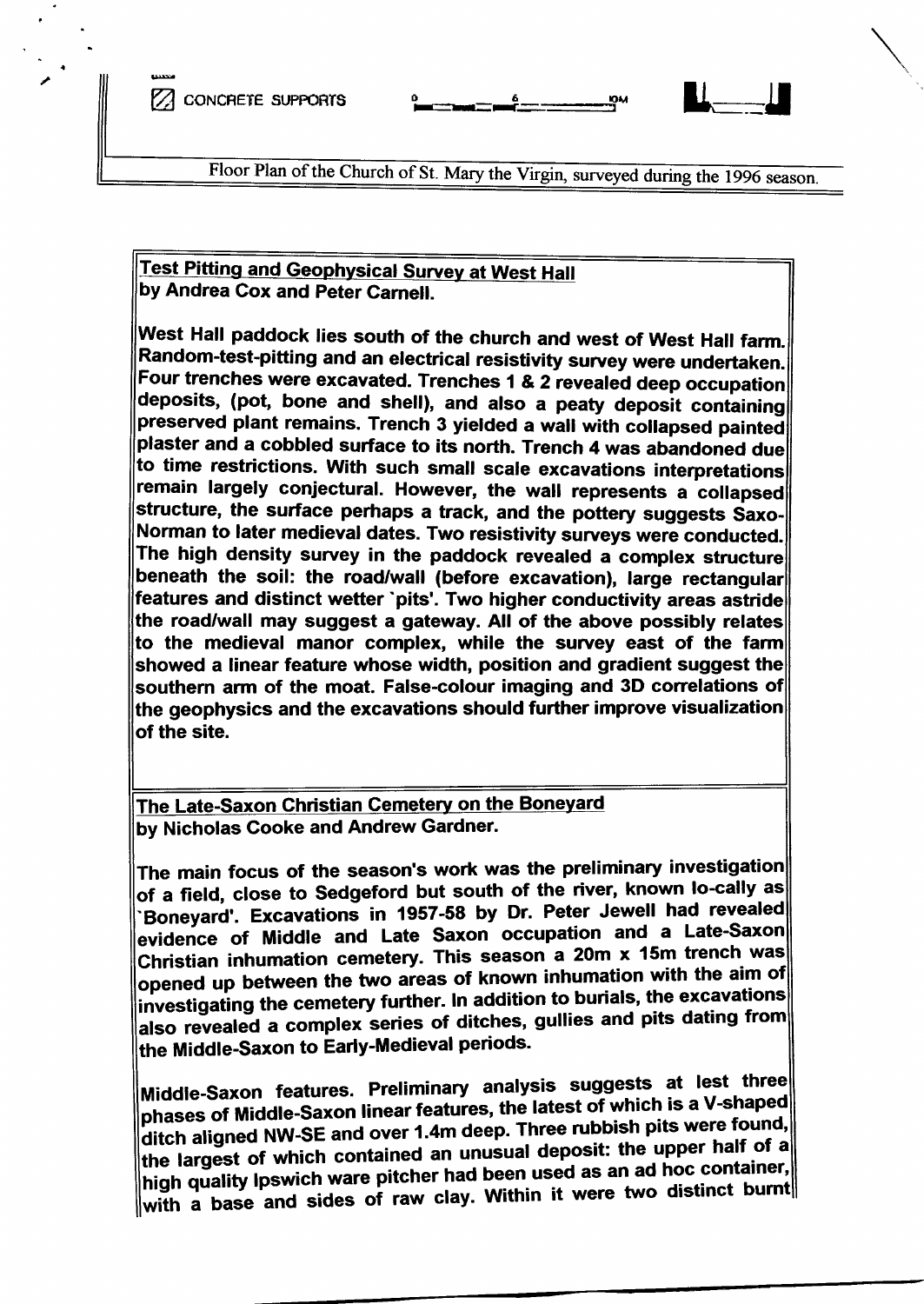CONCRETE SUPPORTS 0 6 10M

Floor Plan of the Church of St. Mary the Virgin, surveyed during the 1996 season.

**Test Pitting and Geophysical Survey at West Hall**
**by Andrea Cox and Peter Carnell.**

**West Hall paddock lies south of the church and west of West Hall farm. Random-test-pitting and an electrical resistivity survey were undertaken. Four trenches were excavated. Trenches 1 & 2 revealed deep occupation deposits, (pot, bone and shell), and also a peaty deposit containing preserved plant remains. Trench 3 yielded a wall with collapsed painted plaster and a cobbled surface to its north. Trench 4 was abandoned due to time restrictions. With such small scale excavations interpretations remain largely conjectural. However, the wall represents a collapsed structure, the surface perhaps a track, and the pottery suggests Saxo-Norman to later medieval dates. Two resistivity surveys were conducted. The high density survey in the paddock revealed a complex structure beneath the soil: the road/wall (before excavation), large rectangular features and distinct wetter 'pits'. Two higher conductivity areas astride the road/wall may suggest a gateway. All of the above possibly relates to the medieval manor complex, while the survey east of the farm showed a linear feature whose width, position and gradient suggest the southern arm of the moat. False-colour imaging and 3D correlations of the geophysics and the excavations should further improve visualization of the site.**

**The Late-Saxon Christian Cemetery on the Boneyard**
**by Nicholas Cooke and Andrew Gardner.**

**The main focus of the season's work was the preliminary investigation of a field, close to Sedgeford but south of the river, known lo-cally as 'Boneyard'. Excavations in 1957-58 by Dr. Peter Jewell had revealed evidence of Middle and Late Saxon occupation and a Late-Saxon Christian inhumation cemetery. This season a 20m x 15m trench was opened up between the two areas of known inhumation with the aim of investigating the cemetery further. In addition to burials, the excavations also revealed a complex series of ditches, gullies and pits dating from the Middle-Saxon to Early-Medieval periods.**

**Middle-Saxon features. Preliminary analysis suggests at lest three phases of Middle-Saxon linear features, the latest of which is a V-shaped ditch aligned NW-SE and over 1.4m deep. Three rubbish pits were found, the largest of which contained an unusual deposit: the upper half of a high quality Ipswich ware pitcher had been used as an ad hoc container, with a base and sides of raw clay. Within it were two distinct burnt**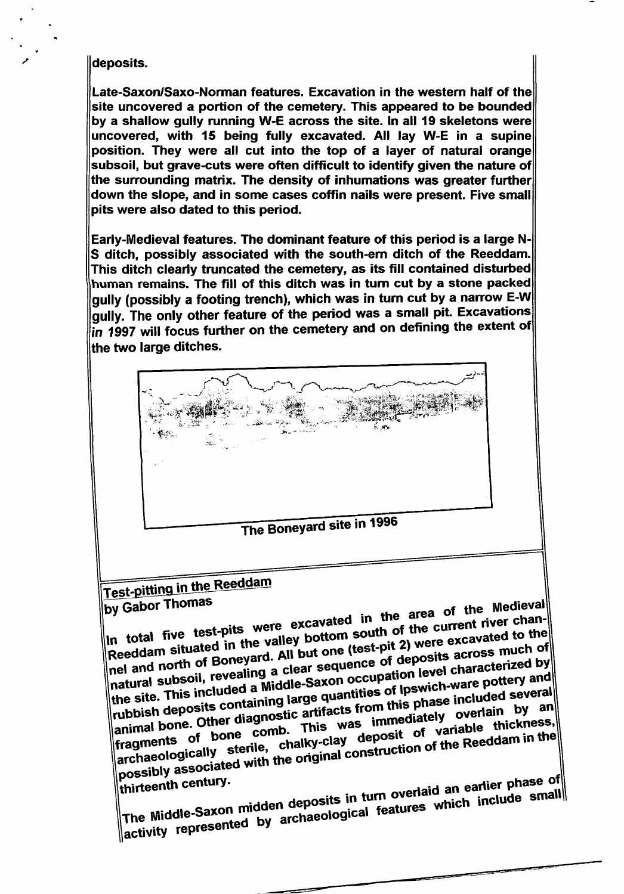deposits.

Late-Saxon/Saxo-Norman features. Excavation in the western half of the site uncovered a portion of the cemetery. This appeared to be bounded by a shallow gully running W-E across the site. In all 19 skeletons were uncovered, with 15 being fully excavated. All lay W-E in a supine position. They were all cut into the top of a layer of natural orange subsoil, but grave-cuts were often difficult to identify given the nature of the surrounding matrix. The density of inhumations was greater further down the slope, and in some cases coffin nails were present. Five small pits were also dated to this period.

Early-Medieval features. The dominant feature of this period is a large N-S ditch, possibly associated with the south-ern ditch of the Reeddam. This ditch clearly truncated the cemetery, as its fill contained disturbed human remains. The fill of this ditch was in turn cut by a stone packed gully (possibly a footing trench), which was in turn cut by a narrow E-W gully. The only other feature of the period was a small pit. Excavations in 1997 will focus further on the cemetery and on defining the extent of the two large ditches.

The Boneyard site in 1996

## Test-pitting in the Reeddam

by Gabor Thomas

In total five test-pits were excavated in the area of the Medieval Reeddam situated in the valley bottom south of the current river channel and north of Boneyard. All but one (test-pit 2) were excavated to the natural subsoil, revealing a clear sequence of deposits across much of the site. This included a Middle-Saxon occupation level characterized by rubbish deposits containing large quantities of Ipswich-ware pottery and animal bone. Other diagnostic artifacts from this phase included several fragments of bone comb. This was immediately overlain by an archaeologically sterile, chalky-clay deposit of variable thickness, possibly associated with the original construction of the Reeddam in the thirteenth century.

The Middle-Saxon midden deposits in turn overlaid an earlier phase of activity represented by archaeological features which include small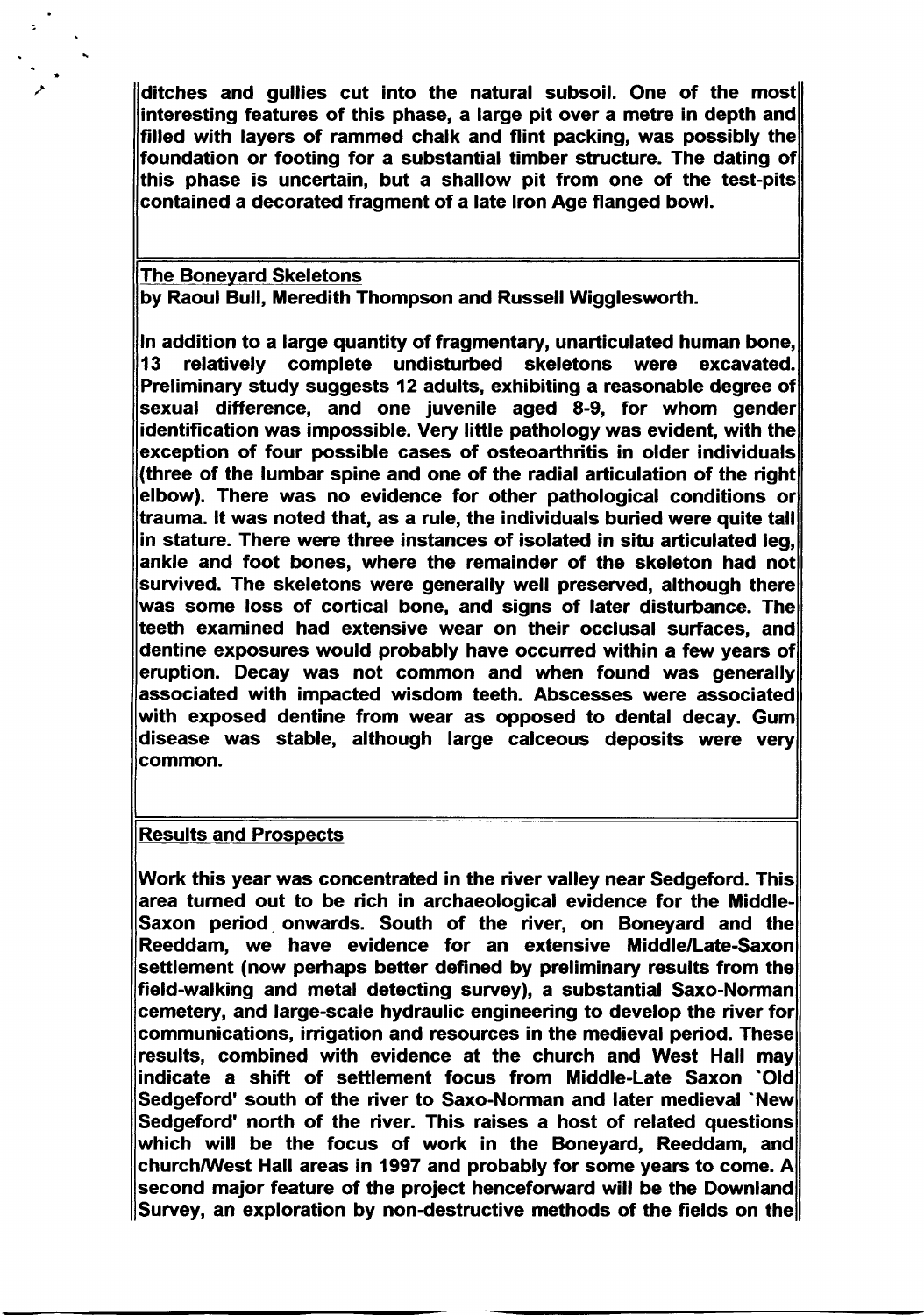ditches and gullies cut into the natural subsoil. One of the most interesting features of this phase, a large pit over a metre in depth and filled with layers of rammed chalk and flint packing, was possibly the foundation or footing for a substantial timber structure. The dating of this phase is uncertain, but a shallow pit from one of the test-pits contained a decorated fragment of a late Iron Age flanged bowl.

## The Boneyard Skeletons

**by Raoul Bull, Meredith Thompson and Russell Wigglesworth.**

In addition to a large quantity of fragmentary, unarticulated human bone, 13 relatively complete undisturbed skeletons were excavated. Preliminary study suggests 12 adults, exhibiting a reasonable degree of sexual difference, and one juvenile aged 8-9, for whom gender identification was impossible. Very little pathology was evident, with the exception of four possible cases of osteoarthritis in older individuals (three of the lumbar spine and one of the radial articulation of the right elbow). There was no evidence for other pathological conditions or trauma. It was noted that, as a rule, the individuals buried were quite tall in stature. There were three instances of isolated in situ articulated leg, ankle and foot bones, where the remainder of the skeleton had not survived. The skeletons were generally well preserved, although there was some loss of cortical bone, and signs of later disturbance. The teeth examined had extensive wear on their occlusal surfaces, and dentine exposures would probably have occurred within a few years of eruption. Decay was not common and when found was generally associated with impacted wisdom teeth. Abscesses were associated with exposed dentine from wear as opposed to dental decay. Gum disease was stable, although large calceous deposits were very common.

## Results and Prospects

Work this year was concentrated in the river valley near Sedgeford. This area turned out to be rich in archaeological evidence for the Middle-Saxon period onwards. South of the river, on Boneyard and the Reeddam, we have evidence for an extensive Middle/Late-Saxon settlement (now perhaps better defined by preliminary results from the field-walking and metal detecting survey), a substantial Saxo-Norman cemetery, and large-scale hydraulic engineering to develop the river for communications, irrigation and resources in the medieval period. These results, combined with evidence at the church and West Hall may indicate a shift of settlement focus from Middle-Late Saxon 'Old Sedgeford' south of the river to Saxo-Norman and later medieval 'New Sedgeford' north of the river. This raises a host of related questions which will be the focus of work in the Boneyard, Reeddam, and church/West Hall areas in 1997 and probably for some years to come. A second major feature of the project henceforward will be the Downland Survey, an exploration by non-destructive methods of the fields on the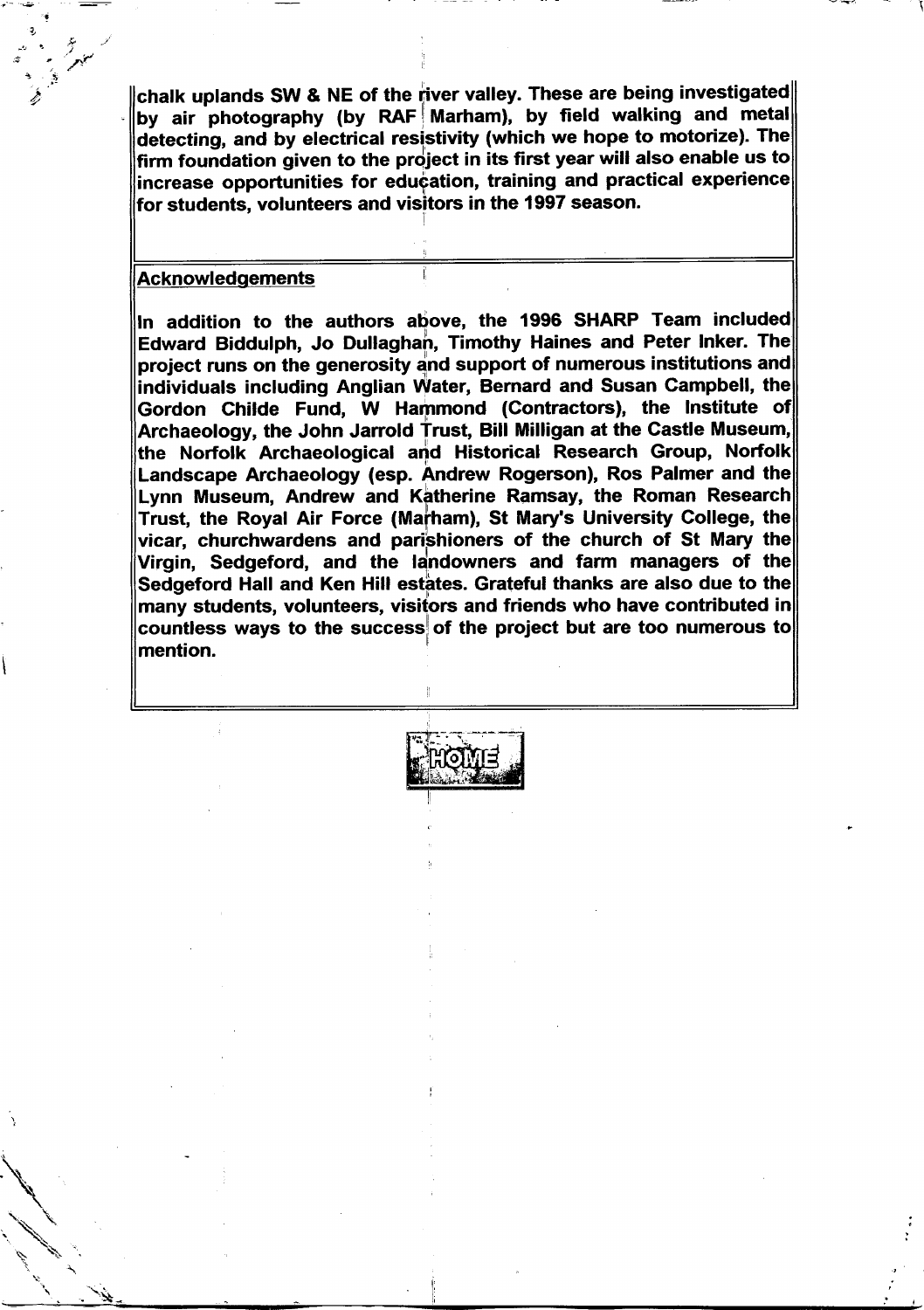**chalk uplands SW & NE of the river valley. These are being investigated by air photography (by RAF Marham), by field walking and metal detecting, and by electrical resistivity (which we hope to motorize). The firm foundation given to the project in its first year will also enable us to increase opportunities for education, training and practical experience for students, volunteers and visitors in the 1997 season.**

## Acknowledgements

**In addition to the authors above, the 1996 SHARP Team included Edward Biddulph, Jo Dullaghan, Timothy Haines and Peter Inker. The project runs on the generosity and support of numerous institutions and individuals including Anglian Water, Bernard and Susan Campbell, the Gordon Childe Fund, W Hammond (Contractors), the Institute of Archaeology, the John Jarrold Trust, Bill Milligan at the Castle Museum, the Norfolk Archaeological and Historical Research Group, Norfolk Landscape Archaeology (esp. Andrew Rogerson), Ros Palmer and the Lynn Museum, Andrew and Katherine Ramsay, the Roman Research Trust, the Royal Air Force (Marham), St Mary's University College, the vicar, churchwardens and parishioners of the church of St Mary the Virgin, Sedgeford, and the landowners and farm managers of the Sedgeford Hall and Ken Hill estates. Grateful thanks are also due to the many students, volunteers, visitors and friends who have contributed in countless ways to the success of the project but are too numerous to mention.**

HOME